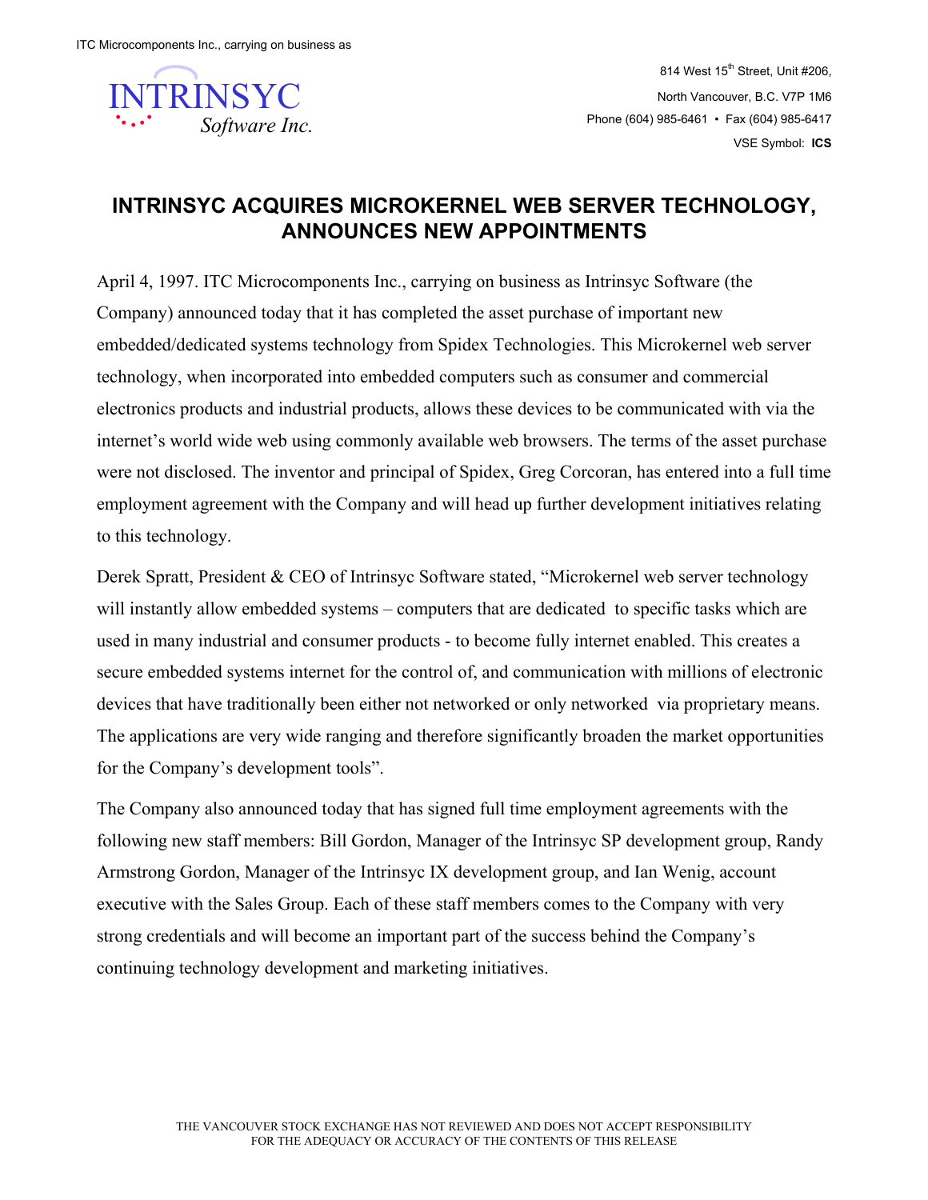ITC Microcomponents Inc., carrying on business as

INTRINSYC Software Inc.

814 West 15th Street, Unit #206,
North Vancouver, B.C. V7P 1M6
Phone (604) 985-6461 • Fax (604) 985-6417
VSE Symbol: **ICS**

# INTRINSYC ACQUIRES MICROKERNEL WEB SERVER TECHNOLOGY, ANNOUNCES NEW APPOINTMENTS

April 4, 1997. ITC Microcomponents Inc., carrying on business as Intrinsyc Software (the Company) announced today that it has completed the asset purchase of important new embedded/dedicated systems technology from Spidex Technologies. This Microkernel web server technology, when incorporated into embedded computers such as consumer and commercial electronics products and industrial products, allows these devices to be communicated with via the internet's world wide web using commonly available web browsers. The terms of the asset purchase were not disclosed. The inventor and principal of Spidex, Greg Corcoran, has entered into a full time employment agreement with the Company and will head up further development initiatives relating to this technology.

Derek Spratt, President & CEO of Intrinsyc Software stated, "Microkernel web server technology will instantly allow embedded systems – computers that are dedicated to specific tasks which are used in many industrial and consumer products - to become fully internet enabled. This creates a secure embedded systems internet for the control of, and communication with millions of electronic devices that have traditionally been either not networked or only networked via proprietary means. The applications are very wide ranging and therefore significantly broaden the market opportunities for the Company's development tools".

The Company also announced today that has signed full time employment agreements with the following new staff members: Bill Gordon, Manager of the Intrinsyc SP development group, Randy Armstrong Gordon, Manager of the Intrinsyc IX development group, and Ian Wenig, account executive with the Sales Group. Each of these staff members comes to the Company with very strong credentials and will become an important part of the success behind the Company's continuing technology development and marketing initiatives.

THE VANCOUVER STOCK EXCHANGE HAS NOT REVIEWED AND DOES NOT ACCEPT RESPONSIBILITY FOR THE ADEQUACY OR ACCURACY OF THE CONTENTS OF THIS RELEASE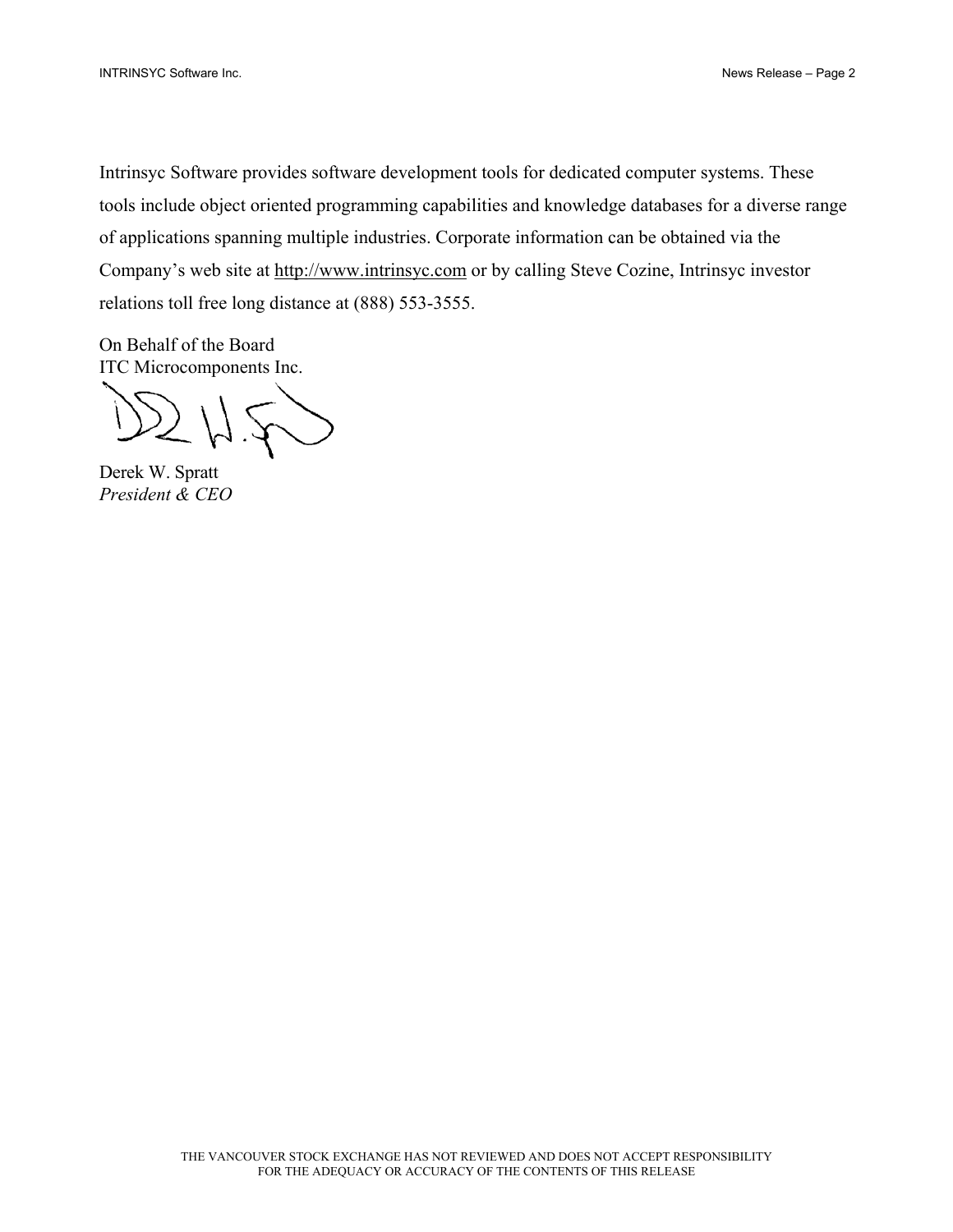Intrinsyc Software provides software development tools for dedicated computer systems. These tools include object oriented programming capabilities and knowledge databases for a diverse range of applications spanning multiple industries. Corporate information can be obtained via the Company's web site at http://www.intrinsyc.com or by calling Steve Cozine, Intrinsyc investor relations toll free long distance at (888) 553-3555.

On Behalf of the Board
ITC Microcomponents Inc.

Derek W. Spratt
*President & CEO*

THE VANCOUVER STOCK EXCHANGE HAS NOT REVIEWED AND DOES NOT ACCEPT RESPONSIBILITY FOR THE ADEQUACY OR ACCURACY OF THE CONTENTS OF THIS RELEASE